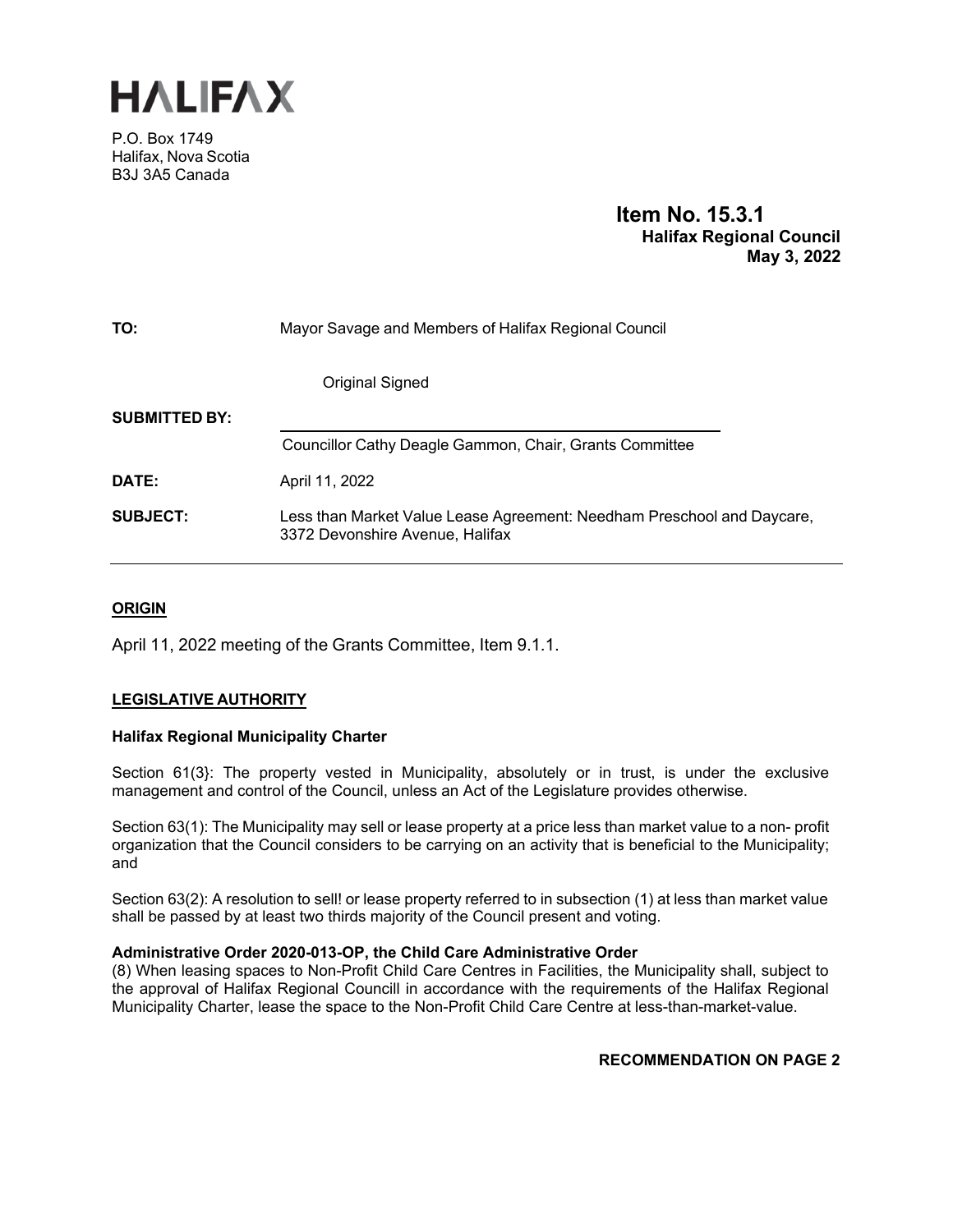# HALIFAX

P.O. Box 1749
Halifax, Nova Scotia
B3J 3A5 Canada

**Item No. 15.3.1**
**Halifax Regional Council**
**May 3, 2022**

**TO:** Mayor Savage and Members of Halifax Regional Council

Original Signed

**SUBMITTED BY:**

Councillor Cathy Deagle Gammon, Chair, Grants Committee

**DATE:** April 11, 2022

**SUBJECT:** Less than Market Value Lease Agreement: Needham Preschool and Daycare, 3372 Devonshire Avenue, Halifax

## ORIGIN

April 11, 2022 meeting of the Grants Committee, Item 9.1.1.

## LEGISLATIVE AUTHORITY

**Halifax Regional Municipality Charter**

Section 61(3}: The property vested in Municipality, absolutely or in trust, is under the exclusive management and control of the Council, unless an Act of the Legislature provides otherwise.

Section 63(1): The Municipality may sell or lease property at a price less than market value to a non- profit organization that the Council considers to be carrying on an activity that is beneficial to the Municipality; and

Section 63(2): A resolution to sell! or lease property referred to in subsection (1) at less than market value shall be passed by at least two thirds majority of the Council present and voting.

**Administrative Order 2020-013-OP, the Child Care Administrative Order**

(8) When leasing spaces to Non-Profit Child Care Centres in Facilities, the Municipality shall, subject to the approval of Halifax Regional Councill in accordance with the requirements of the Halifax Regional Municipality Charter, lease the space to the Non-Profit Child Care Centre at less-than-market-value.

**RECOMMENDATION ON PAGE 2**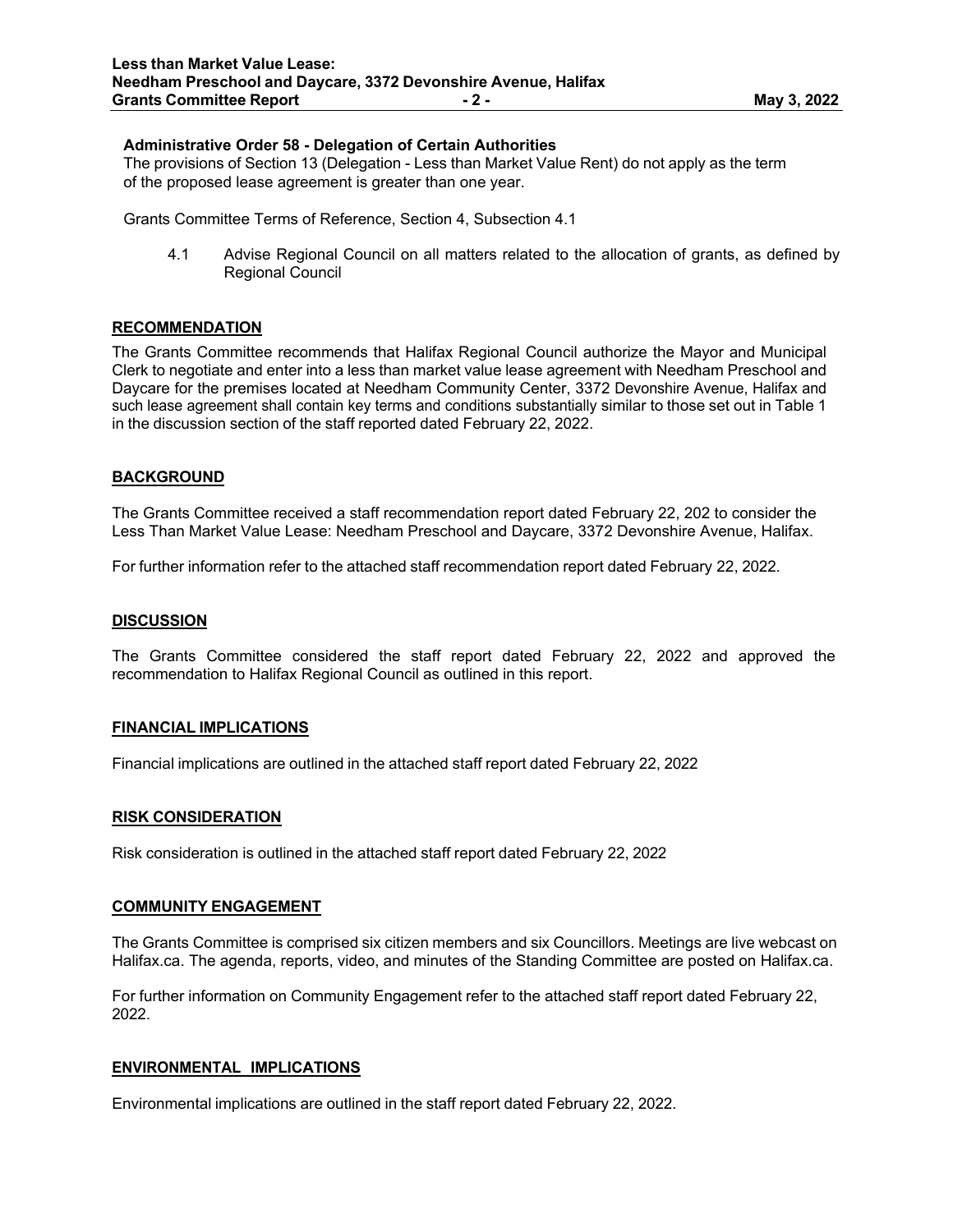**Administrative Order 58 - Delegation of Certain Authorities**
The provisions of Section 13 (Delegation - Less than Market Value Rent) do not apply as the term of the proposed lease agreement is greater than one year.

Grants Committee Terms of Reference, Section 4, Subsection 4.1

4.1 Advise Regional Council on all matters related to the allocation of grants, as defined by Regional Council

## RECOMMENDATION

The Grants Committee recommends that Halifax Regional Council authorize the Mayor and Municipal Clerk to negotiate and enter into a less than market value lease agreement with Needham Preschool and Daycare for the premises located at Needham Community Center, 3372 Devonshire Avenue, Halifax and such lease agreement shall contain key terms and conditions substantially similar to those set out in Table 1 in the discussion section of the staff reported dated February 22, 2022.

## BACKGROUND

The Grants Committee received a staff recommendation report dated February 22, 202 to consider the Less Than Market Value Lease: Needham Preschool and Daycare, 3372 Devonshire Avenue, Halifax.

For further information refer to the attached staff recommendation report dated February 22, 2022.

## DISCUSSION

The Grants Committee considered the staff report dated February 22, 2022 and approved the recommendation to Halifax Regional Council as outlined in this report.

## FINANCIAL IMPLICATIONS

Financial implications are outlined in the attached staff report dated February 22, 2022

## RISK CONSIDERATION

Risk consideration is outlined in the attached staff report dated February 22, 2022

## COMMUNITY ENGAGEMENT

The Grants Committee is comprised six citizen members and six Councillors. Meetings are live webcast on Halifax.ca. The agenda, reports, video, and minutes of the Standing Committee are posted on Halifax.ca.

For further information on Community Engagement refer to the attached staff report dated February 22, 2022.

## ENVIRONMENTAL IMPLICATIONS

Environmental implications are outlined in the staff report dated February 22, 2022.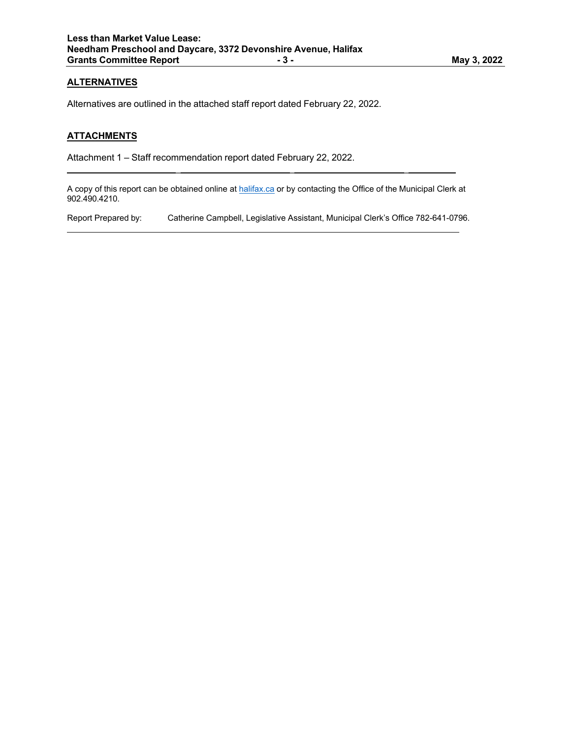## ALTERNATIVES

Alternatives are outlined in the attached staff report dated February 22, 2022.

## ATTACHMENTS

Attachment 1 – Staff recommendation report dated February 22, 2022.

---

A copy of this report can be obtained online at [halifax.ca](halifax.ca) or by contacting the Office of the Municipal Clerk at 902.490.4210.

Report Prepared by: Catherine Campbell, Legislative Assistant, Municipal Clerk's Office 782-641-0796.

---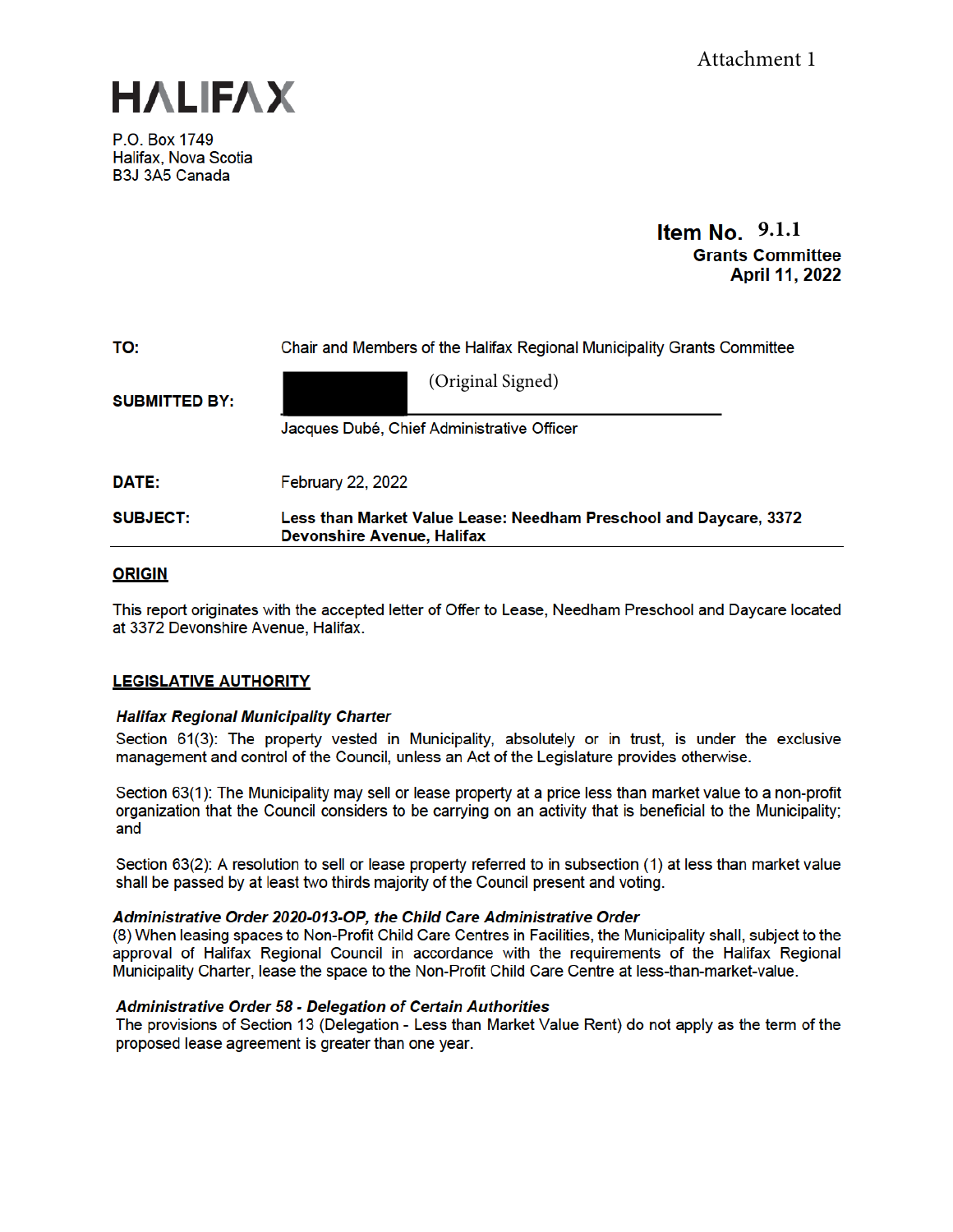Attachment 1

# HALIFAX

P.O. Box 1749
Halifax, Nova Scotia
B3J 3A5 Canada

**Item No. 9.1.1**
**Grants Committee**
**April 11, 2022**

| | |
|---|---|
| **TO:** | Chair and Members of the Halifax Regional Municipality Grants Committee |
| **SUBMITTED BY:** | (Original Signed) |
| | Jacques Dubé, Chief Administrative Officer |
| **DATE:** | February 22, 2022 |
| **SUBJECT:** | **Less than Market Value Lease: Needham Preschool and Daycare, 3372 Devonshire Avenue, Halifax** |

## ORIGIN

This report originates with the accepted letter of Offer to Lease, Needham Preschool and Daycare located at 3372 Devonshire Avenue, Halifax.

## LEGISLATIVE AUTHORITY

***Halifax Regional Municipality Charter***

Section 61(3): The property vested in Municipality, absolutely or in trust, is under the exclusive management and control of the Council, unless an Act of the Legislature provides otherwise.

Section 63(1): The Municipality may sell or lease property at a price less than market value to a non-profit organization that the Council considers to be carrying on an activity that is beneficial to the Municipality; and

Section 63(2): A resolution to sell or lease property referred to in subsection (1) at less than market value shall be passed by at least two thirds majority of the Council present and voting.

***Administrative Order 2020-013-OP, the Child Care Administrative Order***

(8) When leasing spaces to Non-Profit Child Care Centres in Facilities, the Municipality shall, subject to the approval of Halifax Regional Council in accordance with the requirements of the Halifax Regional Municipality Charter, lease the space to the Non-Profit Child Care Centre at less-than-market-value.

***Administrative Order 58 - Delegation of Certain Authorities***

The provisions of Section 13 (Delegation - Less than Market Value Rent) do not apply as the term of the proposed lease agreement is greater than one year.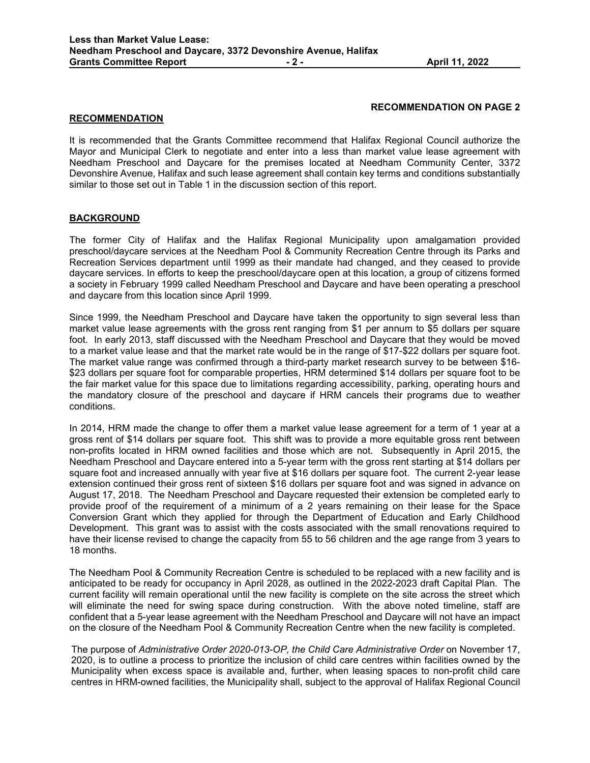**RECOMMENDATION ON PAGE 2**

## RECOMMENDATION

It is recommended that the Grants Committee recommend that Halifax Regional Council authorize the Mayor and Municipal Clerk to negotiate and enter into a less than market value lease agreement with Needham Preschool and Daycare for the premises located at Needham Community Center, 3372 Devonshire Avenue, Halifax and such lease agreement shall contain key terms and conditions substantially similar to those set out in Table 1 in the discussion section of this report.

## BACKGROUND

The former City of Halifax and the Halifax Regional Municipality upon amalgamation provided preschool/daycare services at the Needham Pool & Community Recreation Centre through its Parks and Recreation Services department until 1999 as their mandate had changed, and they ceased to provide daycare services. In efforts to keep the preschool/daycare open at this location, a group of citizens formed a society in February 1999 called Needham Preschool and Daycare and have been operating a preschool and daycare from this location since April 1999.

Since 1999, the Needham Preschool and Daycare have taken the opportunity to sign several less than market value lease agreements with the gross rent ranging from $1 per annum to $5 dollars per square foot. In early 2013, staff discussed with the Needham Preschool and Daycare that they would be moved to a market value lease and that the market rate would be in the range of $17-$22 dollars per square foot. The market value range was confirmed through a third-party market research survey to be between $16-$23 dollars per square foot for comparable properties, HRM determined $14 dollars per square foot to be the fair market value for this space due to limitations regarding accessibility, parking, operating hours and the mandatory closure of the preschool and daycare if HRM cancels their programs due to weather conditions.

In 2014, HRM made the change to offer them a market value lease agreement for a term of 1 year at a gross rent of $14 dollars per square foot. This shift was to provide a more equitable gross rent between non-profits located in HRM owned facilities and those which are not. Subsequently in April 2015, the Needham Preschool and Daycare entered into a 5-year term with the gross rent starting at $14 dollars per square foot and increased annually with year five at $16 dollars per square foot. The current 2-year lease extension continued their gross rent of sixteen $16 dollars per square foot and was signed in advance on August 17, 2018. The Needham Preschool and Daycare requested their extension be completed early to provide proof of the requirement of a minimum of a 2 years remaining on their lease for the Space Conversion Grant which they applied for through the Department of Education and Early Childhood Development. This grant was to assist with the costs associated with the small renovations required to have their license revised to change the capacity from 55 to 56 children and the age range from 3 years to 18 months.

The Needham Pool & Community Recreation Centre is scheduled to be replaced with a new facility and is anticipated to be ready for occupancy in April 2028, as outlined in the 2022-2023 draft Capital Plan. The current facility will remain operational until the new facility is complete on the site across the street which will eliminate the need for swing space during construction. With the above noted timeline, staff are confident that a 5-year lease agreement with the Needham Preschool and Daycare will not have an impact on the closure of the Needham Pool & Community Recreation Centre when the new facility is completed.

The purpose of *Administrative Order 2020-013-OP, the Child Care Administrative Order* on November 17, 2020, is to outline a process to prioritize the inclusion of child care centres within facilities owned by the Municipality when excess space is available and, further, when leasing spaces to non-profit child care centres in HRM-owned facilities, the Municipality shall, subject to the approval of Halifax Regional Council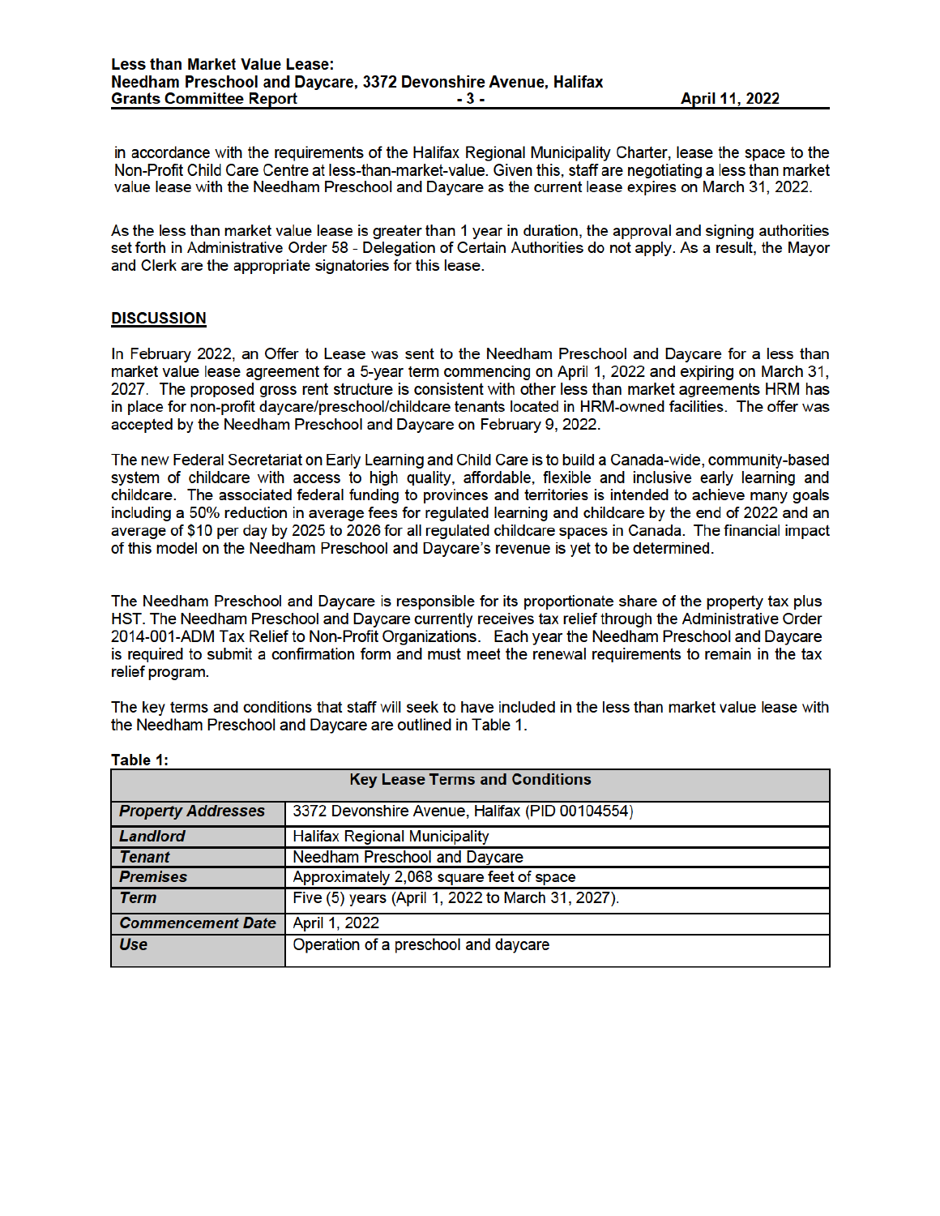in accordance with the requirements of the Halifax Regional Municipality Charter, lease the space to the Non-Profit Child Care Centre at less-than-market-value. Given this, staff are negotiating a less than market value lease with the Needham Preschool and Daycare as the current lease expires on March 31, 2022.

As the less than market value lease is greater than 1 year in duration, the approval and signing authorities set forth in Administrative Order 58 - Delegation of Certain Authorities do not apply. As a result, the Mayor and Clerk are the appropriate signatories for this lease.

## DISCUSSION

In February 2022, an Offer to Lease was sent to the Needham Preschool and Daycare for a less than market value lease agreement for a 5-year term commencing on April 1, 2022 and expiring on March 31, 2027. The proposed gross rent structure is consistent with other less than market agreements HRM has in place for non-profit daycare/preschool/childcare tenants located in HRM-owned facilities. The offer was accepted by the Needham Preschool and Daycare on February 9, 2022.

The new Federal Secretariat on Early Learning and Child Care is to build a Canada-wide, community-based system of childcare with access to high quality, affordable, flexible and inclusive early learning and childcare. The associated federal funding to provinces and territories is intended to achieve many goals including a 50% reduction in average fees for regulated learning and childcare by the end of 2022 and an average of $10 per day by 2025 to 2026 for all regulated childcare spaces in Canada. The financial impact of this model on the Needham Preschool and Daycare's revenue is yet to be determined.

The Needham Preschool and Daycare is responsible for its proportionate share of the property tax plus HST. The Needham Preschool and Daycare currently receives tax relief through the Administrative Order 2014-001-ADM Tax Relief to Non-Profit Organizations. Each year the Needham Preschool and Daycare is required to submit a confirmation form and must meet the renewal requirements to remain in the tax relief program.

The key terms and conditions that staff will seek to have included in the less than market value lease with the Needham Preschool and Daycare are outlined in Table 1.

**Table 1:**

| Key Lease Terms and Conditions | |
|---|---|
| ***Property Addresses*** | 3372 Devonshire Avenue, Halifax (PID 00104554) |
| ***Landlord*** | Halifax Regional Municipality |
| ***Tenant*** | Needham Preschool and Daycare |
| ***Premises*** | Approximately 2,068 square feet of space |
| ***Term*** | Five (5) years (April 1, 2022 to March 31, 2027). |
| ***Commencement Date*** | April 1, 2022 |
| ***Use*** | Operation of a preschool and daycare |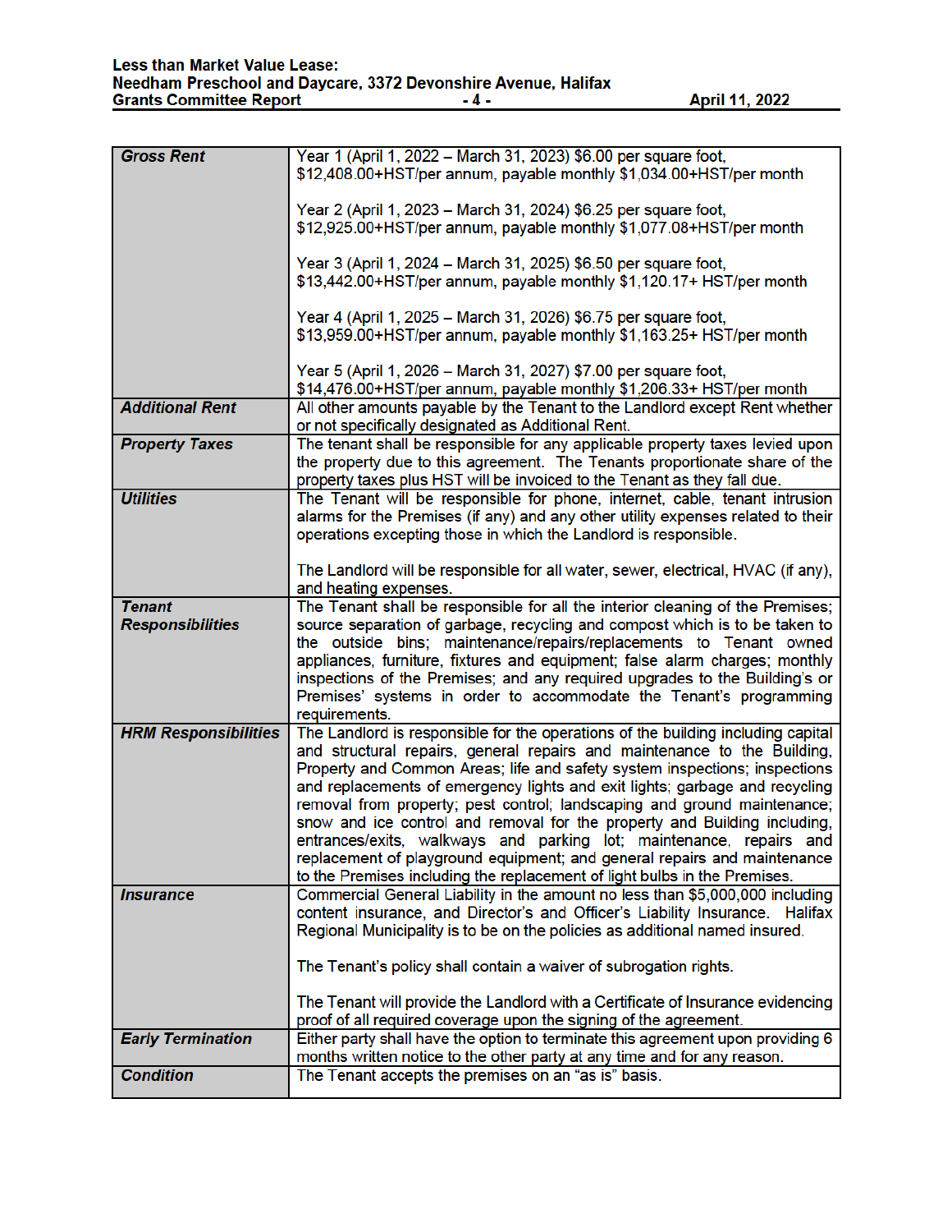| | |
|---|---|
| ***Gross Rent*** | Year 1 (April 1, 2022 – March 31, 2023) $6.00 per square foot, $12,408.00+HST/per annum, payable monthly $1,034.00+HST/per month<br><br>Year 2 (April 1, 2023 – March 31, 2024) $6.25 per square foot, $12,925.00+HST/per annum, payable monthly $1,077.08+HST/per month<br><br>Year 3 (April 1, 2024 – March 31, 2025) $6.50 per square foot, $13,442.00+HST/per annum, payable monthly $1,120.17+ HST/per month<br><br>Year 4 (April 1, 2025 – March 31, 2026) $6.75 per square foot, $13,959.00+HST/per annum, payable monthly $1,163.25+ HST/per month<br><br>Year 5 (April 1, 2026 – March 31, 2027) $7.00 per square foot, $14,476.00+HST/per annum, payable monthly $1,206.33+ HST/per month |
| ***Additional Rent*** | All other amounts payable by the Tenant to the Landlord except Rent whether or not specifically designated as Additional Rent. |
| ***Property Taxes*** | The tenant shall be responsible for any applicable property taxes levied upon the property due to this agreement. The Tenants proportionate share of the property taxes plus HST will be invoiced to the Tenant as they fall due. |
| ***Utilities*** | The Tenant will be responsible for phone, internet, cable, tenant intrusion alarms for the Premises (if any) and any other utility expenses related to their operations excepting those in which the Landlord is responsible.<br><br>The Landlord will be responsible for all water, sewer, electrical, HVAC (if any), and heating expenses. |
| ***Tenant Responsibilities*** | The Tenant shall be responsible for all the interior cleaning of the Premises; source separation of garbage, recycling and compost which is to be taken to the outside bins; maintenance/repairs/replacements to Tenant owned appliances, furniture, fixtures and equipment; false alarm charges; monthly inspections of the Premises; and any required upgrades to the Building's or Premises' systems in order to accommodate the Tenant's programming requirements. |
| ***HRM Responsibilities*** | The Landlord is responsible for the operations of the building including capital and structural repairs, general repairs and maintenance to the Building, Property and Common Areas; life and safety system inspections; inspections and replacements of emergency lights and exit lights; garbage and recycling removal from property; pest control; landscaping and ground maintenance; snow and ice control and removal for the property and Building including, entrances/exits, walkways and parking lot; maintenance, repairs and replacement of playground equipment; and general repairs and maintenance to the Premises including the replacement of light bulbs in the Premises. |
| ***Insurance*** | Commercial General Liability in the amount no less than $5,000,000 including content insurance, and Director's and Officer's Liability Insurance. Halifax Regional Municipality is to be on the policies as additional named insured.<br><br>The Tenant's policy shall contain a waiver of subrogation rights.<br><br>The Tenant will provide the Landlord with a Certificate of Insurance evidencing proof of all required coverage upon the signing of the agreement. |
| ***Early Termination*** | Either party shall have the option to terminate this agreement upon providing 6 months written notice to the other party at any time and for any reason. |
| ***Condition*** | The Tenant accepts the premises on an "as is" basis. |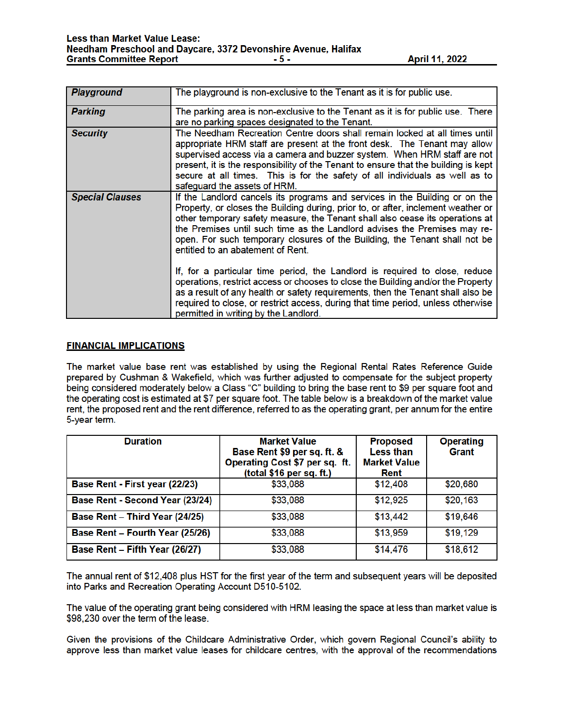| *Playground* | The playground is non-exclusive to the Tenant as it is for public use. |
| --- | --- |
| *Parking* | The parking area is non-exclusive to the Tenant as it is for public use. There are no parking spaces designated to the Tenant. |
| *Security* | The Needham Recreation Centre doors shall remain locked at all times until appropriate HRM staff are present at the front desk. The Tenant may allow supervised access via a camera and buzzer system. When HRM staff are not present, it is the responsibility of the Tenant to ensure that the building is kept secure at all times. This is for the safety of all individuals as well as to safeguard the assets of HRM. |
| *Special Clauses* | If the Landlord cancels its programs and services in the Building or on the Property, or closes the Building during, prior to, or after, inclement weather or other temporary safety measure, the Tenant shall also cease its operations at the Premises until such time as the Landlord advises the Premises may re-open. For such temporary closures of the Building, the Tenant shall not be entitled to an abatement of Rent.<br><br>If, for a particular time period, the Landlord is required to close, reduce operations, restrict access or chooses to close the Building and/or the Property as a result of any health or safety requirements, then the Tenant shall also be required to close, or restrict access, during that time period, unless otherwise permitted in writing by the Landlord. |

## FINANCIAL IMPLICATIONS

The market value base rent was established by using the Regional Rental Rates Reference Guide prepared by Cushman & Wakefield, which was further adjusted to compensate for the subject property being considered moderately below a Class "C" building to bring the base rent to $9 per square foot and the operating cost is estimated at $7 per square foot. The table below is a breakdown of the market value rent, the proposed rent and the rent difference, referred to as the operating grant, per annum for the entire 5-year term.

| Duration | Market Value Base Rent $9 per sq. ft. & Operating Cost $7 per sq. ft. (total $16 per sq. ft.) | Proposed Less than Market Value Rent | Operating Grant |
| --- | --- | --- | --- |
| **Base Rent - First year (22/23)** | $33,088 | $12,408 | $20,680 |
| **Base Rent - Second Year (23/24)** | $33,088 | $12,925 | $20,163 |
| **Base Rent – Third Year (24/25)** | $33,088 | $13,442 | $19,646 |
| **Base Rent – Fourth Year (25/26)** | $33,088 | $13,959 | $19,129 |
| **Base Rent – Fifth Year (26/27)** | $33,088 | $14,476 | $18,612 |

The annual rent of $12,408 plus HST for the first year of the term and subsequent years will be deposited into Parks and Recreation Operating Account D510-5102.

The value of the operating grant being considered with HRM leasing the space at less than market value is $98,230 over the term of the lease.

Given the provisions of the Childcare Administrative Order, which govern Regional Council's ability to approve less than market value leases for childcare centres, with the approval of the recommendations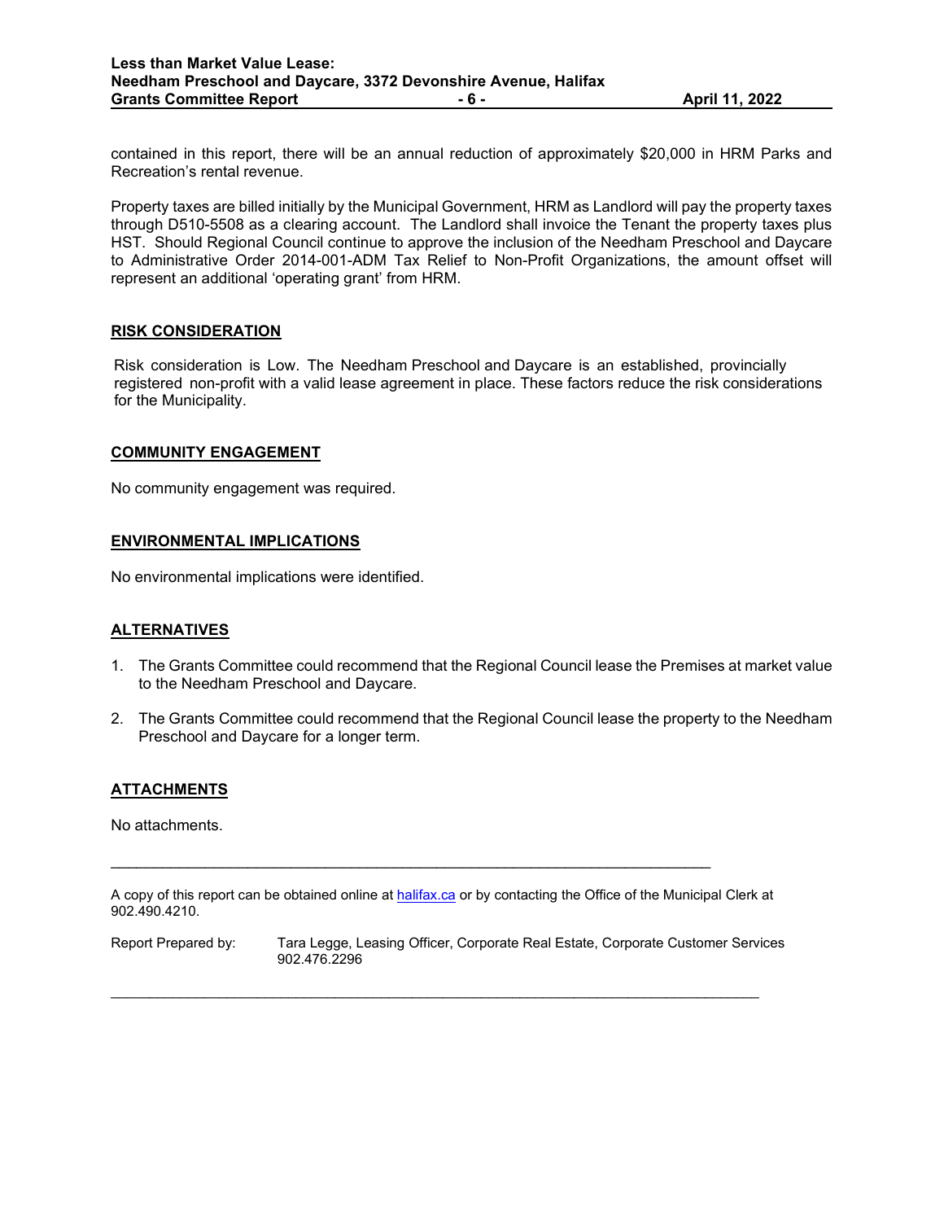contained in this report, there will be an annual reduction of approximately $20,000 in HRM Parks and Recreation's rental revenue.

Property taxes are billed initially by the Municipal Government, HRM as Landlord will pay the property taxes through D510-5508 as a clearing account. The Landlord shall invoice the Tenant the property taxes plus HST. Should Regional Council continue to approve the inclusion of the Needham Preschool and Daycare to Administrative Order 2014-001-ADM Tax Relief to Non-Profit Organizations, the amount offset will represent an additional 'operating grant' from HRM.

## RISK CONSIDERATION

Risk consideration is Low. The Needham Preschool and Daycare is an established, provincially registered non-profit with a valid lease agreement in place. These factors reduce the risk considerations for the Municipality.

## COMMUNITY ENGAGEMENT

No community engagement was required.

## ENVIRONMENTAL IMPLICATIONS

No environmental implications were identified.

## ALTERNATIVES

1. The Grants Committee could recommend that the Regional Council lease the Premises at market value to the Needham Preschool and Daycare.
2. The Grants Committee could recommend that the Regional Council lease the property to the Needham Preschool and Daycare for a longer term.

## ATTACHMENTS

No attachments.

---

A copy of this report can be obtained online at [halifax.ca](halifax.ca) or by contacting the Office of the Municipal Clerk at 902.490.4210.

Report Prepared by: Tara Legge, Leasing Officer, Corporate Real Estate, Corporate Customer Services 902.476.2296

---